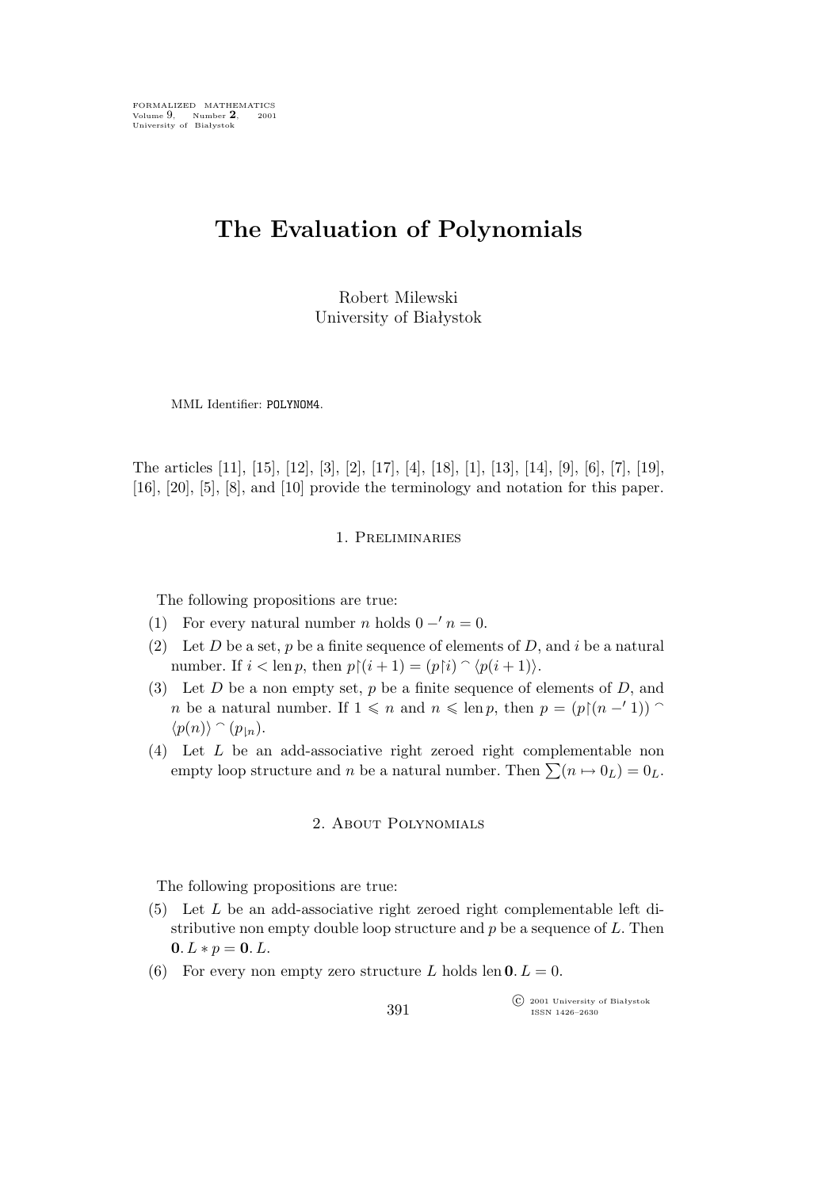FORMALIZED MATHEMATICS
Volume 9, Number 2, 2001
University of Białystok

# The Evaluation of Polynomials

Robert Milewski
University of Białystok

MML Identifier: POLYNOM4.

The articles [11], [15], [12], [3], [2], [17], [4], [18], [1], [13], [14], [9], [6], [7], [19], [16], [20], [5], [8], and [10] provide the terminology and notation for this paper.

## 1. Preliminaries

The following propositions are true:

(1) For every natural number $n$ holds $0 -' n = 0$.

(2) Let $D$ be a set, $p$ be a finite sequence of elements of $D$, and $i$ be a natural number. If $i < \operatorname{len} p$, then $p{\restriction}(i+1) = (p{\restriction}i) \frown \langle p(i+1) \rangle$.

(3) Let $D$ be a non empty set, $p$ be a finite sequence of elements of $D$, and $n$ be a natural number. If $1 \leqslant n$ and $n \leqslant \operatorname{len} p$, then $p = (p{\restriction}(n -' 1)) \frown \langle p(n) \rangle \frown (p_{\lfloor n})$.

(4) Let $L$ be an add-associative right zeroed right complementable non empty loop structure and $n$ be a natural number. Then $\sum(n \mapsto 0_L) = 0_L$.

## 2. About Polynomials

The following propositions are true:

(5) Let $L$ be an add-associative right zeroed right complementable left distributive non empty double loop structure and $p$ be a sequence of $L$. Then $\mathbf{0}.\,L * p = \mathbf{0}.\,L$.

(6) For every non empty zero structure $L$ holds $\operatorname{len} \mathbf{0}.\,L = 0$.

© 2001 University of Białystok
ISSN 1426–2630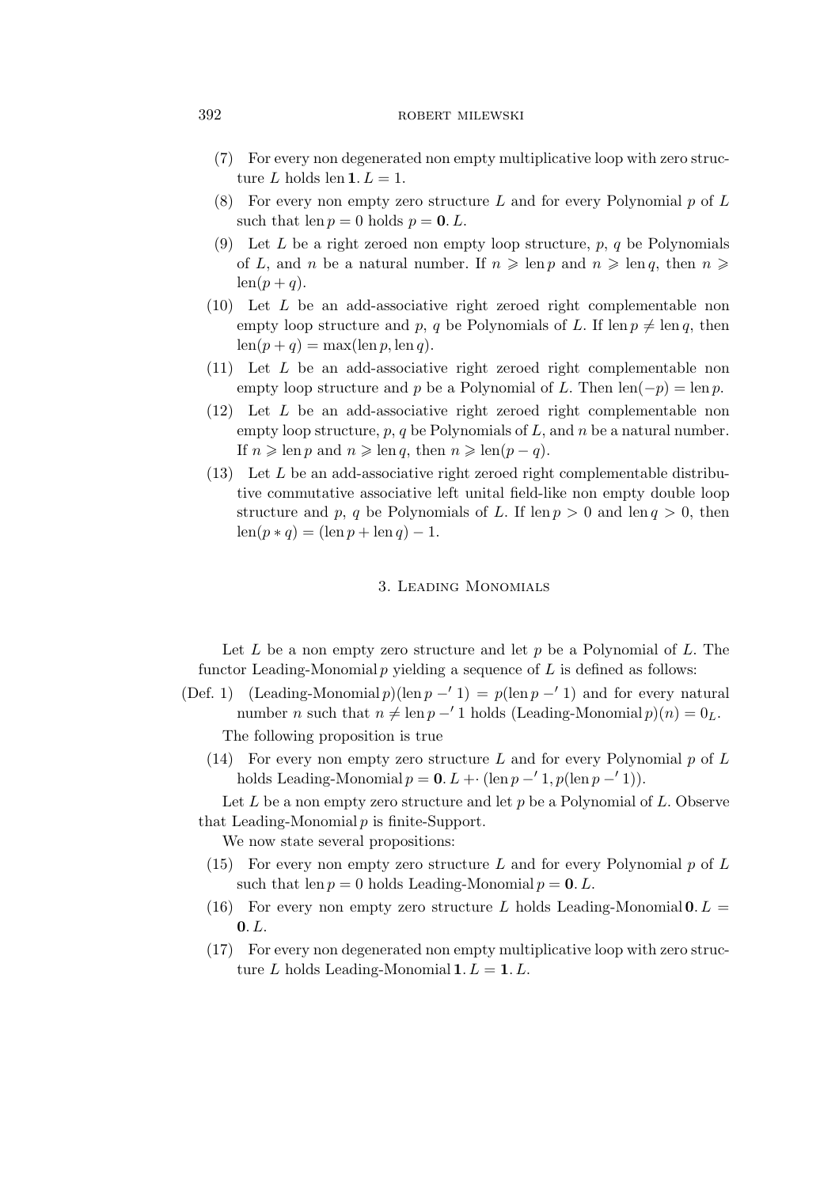(7) For every non degenerated non empty multiplicative loop with zero structure $L$ holds $\operatorname{len} \mathbf{1}. L = 1$.

(8) For every non empty zero structure $L$ and for every Polynomial $p$ of $L$ such that $\operatorname{len} p = 0$ holds $p = \mathbf{0}. L$.

(9) Let $L$ be a right zeroed non empty loop structure, $p$, $q$ be Polynomials of $L$, and $n$ be a natural number. If $n \geqslant \operatorname{len} p$ and $n \geqslant \operatorname{len} q$, then $n \geqslant \operatorname{len}(p + q)$.

(10) Let $L$ be an add-associative right zeroed right complementable non empty loop structure and $p$, $q$ be Polynomials of $L$. If $\operatorname{len} p \neq \operatorname{len} q$, then $\operatorname{len}(p + q) = \max(\operatorname{len} p, \operatorname{len} q)$.

(11) Let $L$ be an add-associative right zeroed right complementable non empty loop structure and $p$ be a Polynomial of $L$. Then $\operatorname{len}(-p) = \operatorname{len} p$.

(12) Let $L$ be an add-associative right zeroed right complementable non empty loop structure, $p$, $q$ be Polynomials of $L$, and $n$ be a natural number. If $n \geqslant \operatorname{len} p$ and $n \geqslant \operatorname{len} q$, then $n \geqslant \operatorname{len}(p - q)$.

(13) Let $L$ be an add-associative right zeroed right complementable distributive commutative associative left unital field-like non empty double loop structure and $p$, $q$ be Polynomials of $L$. If $\operatorname{len} p > 0$ and $\operatorname{len} q > 0$, then $\operatorname{len}(p * q) = (\operatorname{len} p + \operatorname{len} q) - 1$.

## 3. Leading Monomials

Let $L$ be a non empty zero structure and let $p$ be a Polynomial of $L$. The functor Leading-Monomial $p$ yielding a sequence of $L$ is defined as follows:

(Def. 1) $(\text{Leading-Monomial}\, p)(\operatorname{len} p -' 1) = p(\operatorname{len} p -' 1)$ and for every natural number $n$ such that $n \neq \operatorname{len} p -' 1$ holds $(\text{Leading-Monomial}\, p)(n) = 0_L$.

The following proposition is true

(14) For every non empty zero structure $L$ and for every Polynomial $p$ of $L$ holds $\text{Leading-Monomial}\, p = \mathbf{0}. L +\cdot (\operatorname{len} p -' 1, p(\operatorname{len} p -' 1))$.

Let $L$ be a non empty zero structure and let $p$ be a Polynomial of $L$. Observe that Leading-Monomial $p$ is finite-Support.

We now state several propositions:

(15) For every non empty zero structure $L$ and for every Polynomial $p$ of $L$ such that $\operatorname{len} p = 0$ holds $\text{Leading-Monomial}\, p = \mathbf{0}. L$.

(16) For every non empty zero structure $L$ holds $\text{Leading-Monomial}\, \mathbf{0}. L = \mathbf{0}. L$.

(17) For every non degenerated non empty multiplicative loop with zero structure $L$ holds $\text{Leading-Monomial}\, \mathbf{1}. L = \mathbf{1}. L$.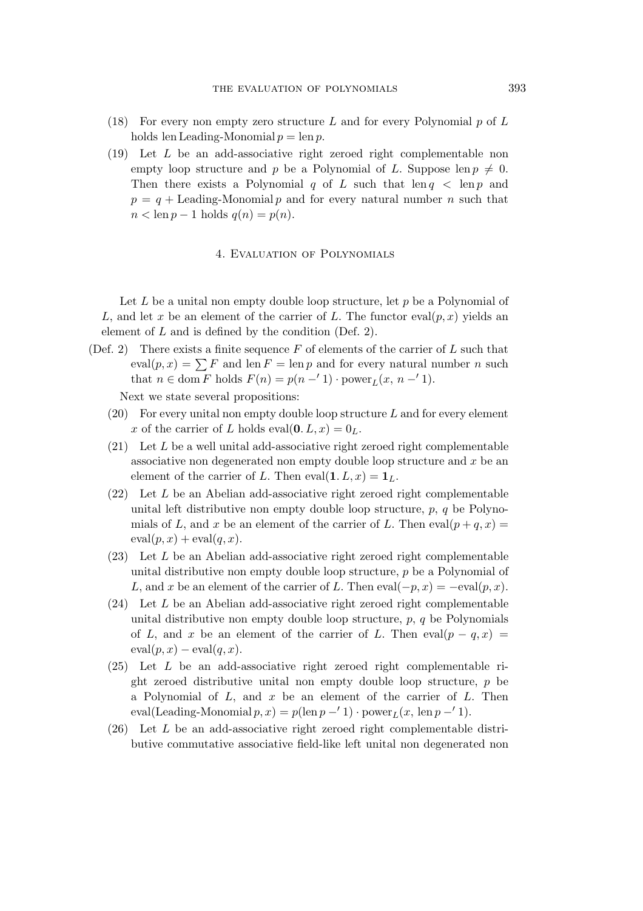(18) For every non empty zero structure $L$ and for every Polynomial $p$ of $L$ holds len Leading-Monomial $p = \operatorname{len} p$.

(19) Let $L$ be an add-associative right zeroed right complementable non empty loop structure and $p$ be a Polynomial of $L$. Suppose $\operatorname{len} p \neq 0$. Then there exists a Polynomial $q$ of $L$ such that $\operatorname{len} q < \operatorname{len} p$ and $p = q + \text{Leading-Monomial}\, p$ and for every natural number $n$ such that $n < \operatorname{len} p - 1$ holds $q(n) = p(n)$.

## 4. Evaluation of Polynomials

Let $L$ be a unital non empty double loop structure, let $p$ be a Polynomial of $L$, and let $x$ be an element of the carrier of $L$. The functor $\operatorname{eval}(p, x)$ yields an element of $L$ and is defined by the condition (Def. 2).

(Def. 2) There exists a finite sequence $F$ of elements of the carrier of $L$ such that $\operatorname{eval}(p, x) = \sum F$ and $\operatorname{len} F = \operatorname{len} p$ and for every natural number $n$ such that $n \in \operatorname{dom} F$ holds $F(n) = p(n -' 1) \cdot \operatorname{power}_L(x,\, n -' 1)$.

Next we state several propositions:

(20) For every unital non empty double loop structure $L$ and for every element $x$ of the carrier of $L$ holds $\operatorname{eval}(\mathbf{0}.\, L, x) = 0_L$.

(21) Let $L$ be a well unital add-associative right zeroed right complementable associative non degenerated non empty double loop structure and $x$ be an element of the carrier of $L$. Then $\operatorname{eval}(\mathbf{1}.\, L, x) = \mathbf{1}_L$.

(22) Let $L$ be an Abelian add-associative right zeroed right complementable unital left distributive non empty double loop structure, $p$, $q$ be Polynomials of $L$, and $x$ be an element of the carrier of $L$. Then $\operatorname{eval}(p + q, x) = \operatorname{eval}(p, x) + \operatorname{eval}(q, x)$.

(23) Let $L$ be an Abelian add-associative right zeroed right complementable unital distributive non empty double loop structure, $p$ be a Polynomial of $L$, and $x$ be an element of the carrier of $L$. Then $\operatorname{eval}(-p, x) = -\operatorname{eval}(p, x)$.

(24) Let $L$ be an Abelian add-associative right zeroed right complementable unital distributive non empty double loop structure, $p$, $q$ be Polynomials of $L$, and $x$ be an element of the carrier of $L$. Then $\operatorname{eval}(p - q, x) = \operatorname{eval}(p, x) - \operatorname{eval}(q, x)$.

(25) Let $L$ be an add-associative right zeroed right complementable right zeroed distributive unital non empty double loop structure, $p$ be a Polynomial of $L$, and $x$ be an element of the carrier of $L$. Then $\operatorname{eval}(\text{Leading-Monomial}\, p, x) = p(\operatorname{len} p -' 1) \cdot \operatorname{power}_L(x,\, \operatorname{len} p -' 1)$.

(26) Let $L$ be an add-associative right zeroed right complementable distributive commutative associative field-like left unital non degenerated non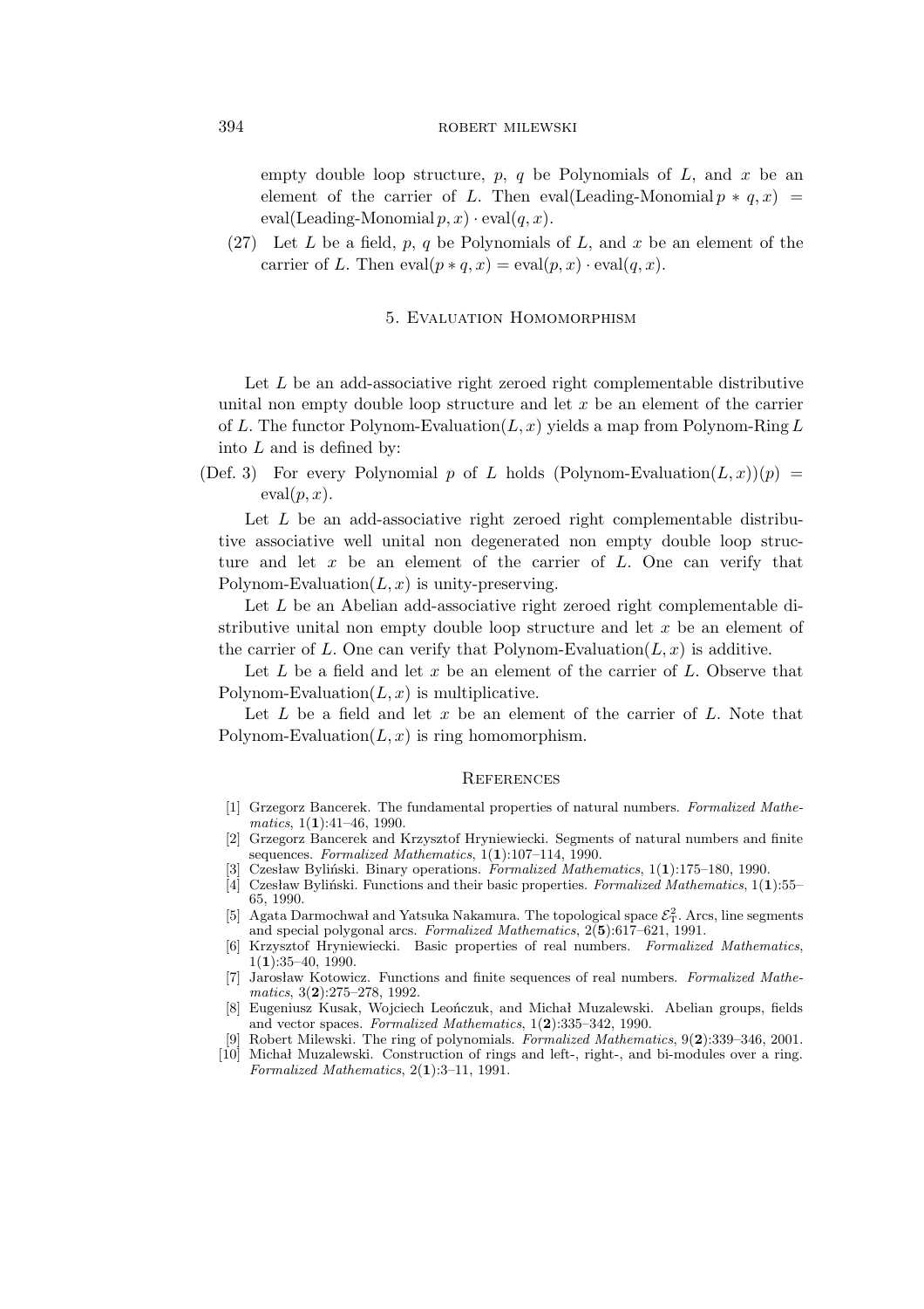empty double loop structure, $p$, $q$ be Polynomials of $L$, and $x$ be an element of the carrier of $L$. Then eval(Leading-Monomial $p * q, x$) = eval(Leading-Monomial $p, x$) $\cdot$ eval($q, x$).

(27) Let $L$ be a field, $p$, $q$ be Polynomials of $L$, and $x$ be an element of the carrier of $L$. Then eval($p * q, x$) = eval($p, x$) $\cdot$ eval($q, x$).

## 5. Evaluation Homomorphism

Let $L$ be an add-associative right zeroed right complementable distributive unital non empty double loop structure and let $x$ be an element of the carrier of $L$. The functor Polynom-Evaluation($L, x$) yields a map from Polynom-Ring $L$ into $L$ and is defined by:

(Def. 3) For every Polynomial $p$ of $L$ holds (Polynom-Evaluation($L, x$))($p$) = eval($p, x$).

Let $L$ be an add-associative right zeroed right complementable distributive associative well unital non degenerated non empty double loop structure and let $x$ be an element of the carrier of $L$. One can verify that Polynom-Evaluation($L, x$) is unity-preserving.

Let $L$ be an Abelian add-associative right zeroed right complementable distributive unital non empty double loop structure and let $x$ be an element of the carrier of $L$. One can verify that Polynom-Evaluation($L, x$) is additive.

Let $L$ be a field and let $x$ be an element of the carrier of $L$. Observe that Polynom-Evaluation($L, x$) is multiplicative.

Let $L$ be a field and let $x$ be an element of the carrier of $L$. Note that Polynom-Evaluation($L, x$) is ring homomorphism.

## References

[1] Grzegorz Bancerek. The fundamental properties of natural numbers. *Formalized Mathematics*, 1(**1**):41–46, 1990.

[2] Grzegorz Bancerek and Krzysztof Hryniewiecki. Segments of natural numbers and finite sequences. *Formalized Mathematics*, 1(**1**):107–114, 1990.

[3] Czesław Byliński. Binary operations. *Formalized Mathematics*, 1(**1**):175–180, 1990.

[4] Czesław Byliński. Functions and their basic properties. *Formalized Mathematics*, 1(**1**):55–65, 1990.

[5] Agata Darmochwał and Yatsuka Nakamura. The topological space $\mathcal{E}^2_{\mathrm{T}}$. Arcs, line segments and special polygonal arcs. *Formalized Mathematics*, 2(**5**):617–621, 1991.

[6] Krzysztof Hryniewiecki. Basic properties of real numbers. *Formalized Mathematics*, 1(**1**):35–40, 1990.

[7] Jarosław Kotowicz. Functions and finite sequences of real numbers. *Formalized Mathematics*, 3(**2**):275–278, 1992.

[8] Eugeniusz Kusak, Wojciech Leończuk, and Michał Muzalewski. Abelian groups, fields and vector spaces. *Formalized Mathematics*, 1(**2**):335–342, 1990.

[9] Robert Milewski. The ring of polynomials. *Formalized Mathematics*, 9(**2**):339–346, 2001.

[10] Michał Muzalewski. Construction of rings and left-, right-, and bi-modules over a ring. *Formalized Mathematics*, 2(**1**):3–11, 1991.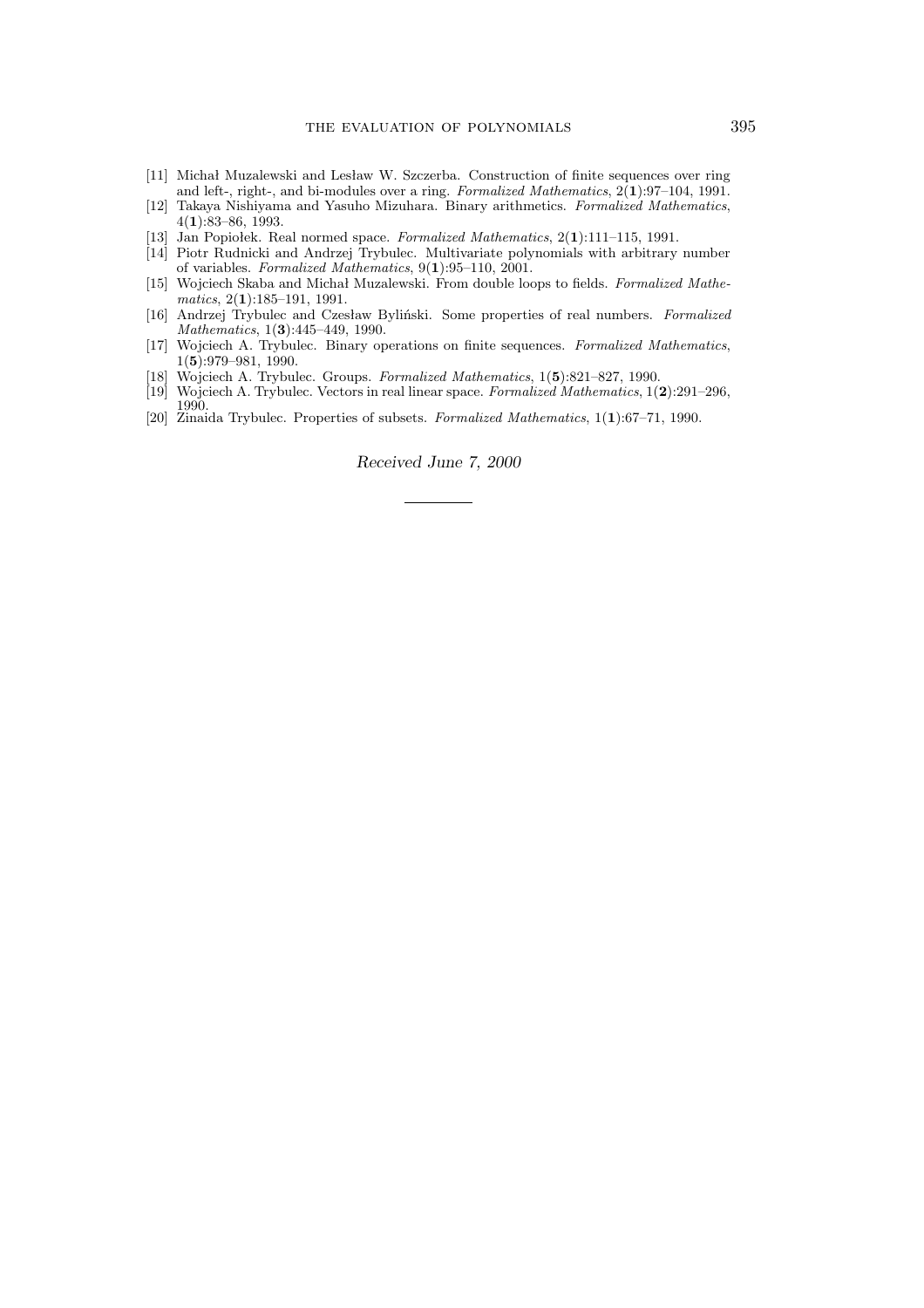[11] Michał Muzalewski and Lesław W. Szczerba. Construction of finite sequences over ring and left-, right-, and bi-modules over a ring. *Formalized Mathematics*, 2(**1**):97–104, 1991.
[12] Takaya Nishiyama and Yasuho Mizuhara. Binary arithmetics. *Formalized Mathematics*, 4(**1**):83–86, 1993.
[13] Jan Popiołek. Real normed space. *Formalized Mathematics*, 2(**1**):111–115, 1991.
[14] Piotr Rudnicki and Andrzej Trybulec. Multivariate polynomials with arbitrary number of variables. *Formalized Mathematics*, 9(**1**):95–110, 2001.
[15] Wojciech Skaba and Michał Muzalewski. From double loops to fields. *Formalized Mathematics*, 2(**1**):185–191, 1991.
[16] Andrzej Trybulec and Czesław Byliński. Some properties of real numbers. *Formalized Mathematics*, 1(**3**):445–449, 1990.
[17] Wojciech A. Trybulec. Binary operations on finite sequences. *Formalized Mathematics*, 1(**5**):979–981, 1990.
[18] Wojciech A. Trybulec. Groups. *Formalized Mathematics*, 1(**5**):821–827, 1990.
[19] Wojciech A. Trybulec. Vectors in real linear space. *Formalized Mathematics*, 1(**2**):291–296, 1990.
[20] Zinaida Trybulec. Properties of subsets. *Formalized Mathematics*, 1(**1**):67–71, 1990.

*Received June 7, 2000*